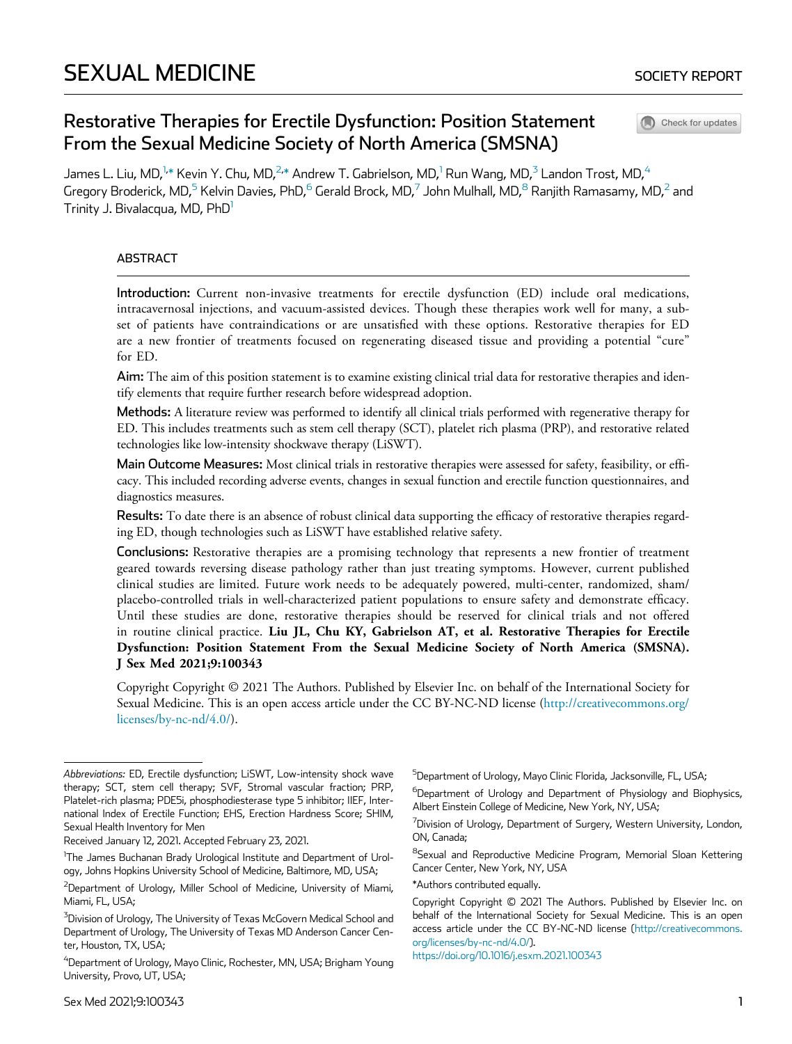SEXUAL MEDICINE

SOCIETY REPORT

# Restorative Therapies for Erectile Dysfunction: Position Statement From the Sexual Medicine Society of North America (SMSNA)

James L. Liu, MD,[1,*] Kevin Y. Chu, MD,[2,*] Andrew T. Gabrielson, MD,[1] Run Wang, MD,[3] Landon Trost, MD,[4] Gregory Broderick, MD,[5] Kelvin Davies, PhD,[6] Gerald Brock, MD,[7] John Mulhall, MD,[8] Ranjith Ramasamy, MD,[2] and Trinity J. Bivalacqua, MD, PhD[1]

## ABSTRACT

**Introduction:** Current non-invasive treatments for erectile dysfunction (ED) include oral medications, intracavernosal injections, and vacuum-assisted devices. Though these therapies work well for many, a subset of patients have contraindications or are unsatisfied with these options. Restorative therapies for ED are a new frontier of treatments focused on regenerating diseased tissue and providing a potential "cure" for ED.

**Aim:** The aim of this position statement is to examine existing clinical trial data for restorative therapies and identify elements that require further research before widespread adoption.

**Methods:** A literature review was performed to identify all clinical trials performed with regenerative therapy for ED. This includes treatments such as stem cell therapy (SCT), platelet rich plasma (PRP), and restorative related technologies like low-intensity shockwave therapy (LiSWT).

**Main Outcome Measures:** Most clinical trials in restorative therapies were assessed for safety, feasibility, or efficacy. This included recording adverse events, changes in sexual function and erectile function questionnaires, and diagnostics measures.

**Results:** To date there is an absence of robust clinical data supporting the efficacy of restorative therapies regarding ED, though technologies such as LiSWT have established relative safety.

**Conclusions:** Restorative therapies are a promising technology that represents a new frontier of treatment geared towards reversing disease pathology rather than just treating symptoms. However, current published clinical studies are limited. Future work needs to be adequately powered, multi-center, randomized, sham/placebo-controlled trials in well-characterized patient populations to ensure safety and demonstrate efficacy. Until these studies are done, restorative therapies should be reserved for clinical trials and not offered in routine clinical practice. **Liu JL, Chu KY, Gabrielson AT, et al. Restorative Therapies for Erectile Dysfunction: Position Statement From the Sexual Medicine Society of North America (SMSNA). J Sex Med 2021;9:100343**

Copyright Copyright © 2021 The Authors. Published by Elsevier Inc. on behalf of the International Society for Sexual Medicine. This is an open access article under the CC BY-NC-ND license (http://creativecommons.org/licenses/by-nc-nd/4.0/).

---

*Abbreviations:* ED, Erectile dysfunction; LiSWT, Low-intensity shock wave therapy; SCT, stem cell therapy; SVF, Stromal vascular fraction; PRP, Platelet-rich plasma; PDE5i, phosphodiesterase type 5 inhibitor; IIEF, International Index of Erectile Function; EHS, Erection Hardness Score; SHIM, Sexual Health Inventory for Men

Received January 12, 2021. Accepted February 23, 2021.

[1]The James Buchanan Brady Urological Institute and Department of Urology, Johns Hopkins University School of Medicine, Baltimore, MD, USA;

[2]Department of Urology, Miller School of Medicine, University of Miami, Miami, FL, USA;

[3]Division of Urology, The University of Texas McGovern Medical School and Department of Urology, The University of Texas MD Anderson Cancer Center, Houston, TX, USA;

[4]Department of Urology, Mayo Clinic, Rochester, MN, USA; Brigham Young University, Provo, UT, USA;

[5]Department of Urology, Mayo Clinic Florida, Jacksonville, FL, USA;

[6]Department of Urology and Department of Physiology and Biophysics, Albert Einstein College of Medicine, New York, NY, USA;

[7]Division of Urology, Department of Surgery, Western University, London, ON, Canada;

[8]Sexual and Reproductive Medicine Program, Memorial Sloan Kettering Cancer Center, New York, NY, USA

*Authors contributed equally.

Copyright Copyright © 2021 The Authors. Published by Elsevier Inc. on behalf of the International Society for Sexual Medicine. This is an open access article under the CC BY-NC-ND license (http://creativecommons.org/licenses/by-nc-nd/4.0/).

https://doi.org/10.1016/j.esxm.2021.100343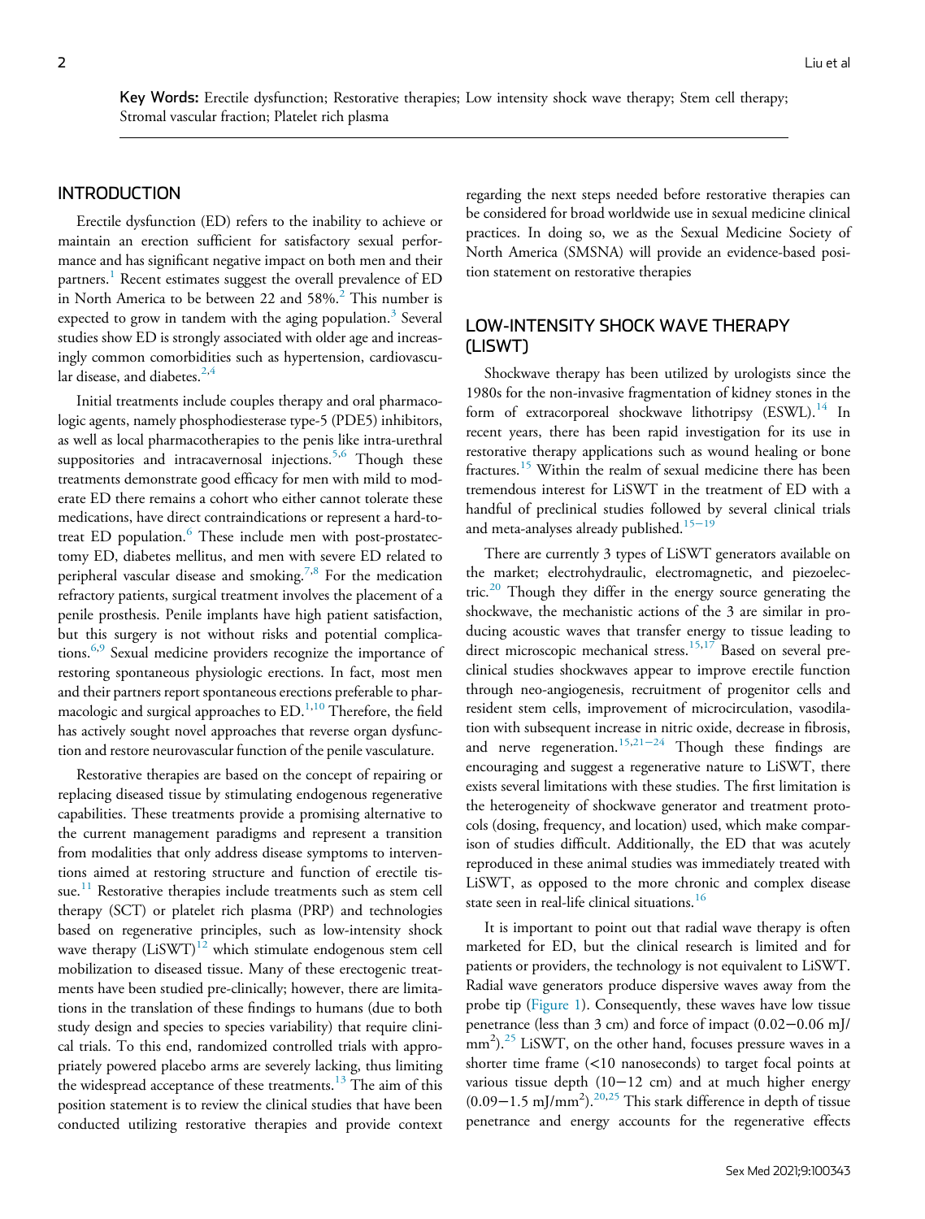**Key Words:** Erectile dysfunction; Restorative therapies; Low intensity shock wave therapy; Stem cell therapy; Stromal vascular fraction; Platelet rich plasma

## INTRODUCTION

Erectile dysfunction (ED) refers to the inability to achieve or maintain an erection sufficient for satisfactory sexual performance and has significant negative impact on both men and their partners.[1] Recent estimates suggest the overall prevalence of ED in North America to be between 22 and 58%.[2] This number is expected to grow in tandem with the aging population.[3] Several studies show ED is strongly associated with older age and increasingly common comorbidities such as hypertension, cardiovascular disease, and diabetes.[2,4]

Initial treatments include couples therapy and oral pharmacologic agents, namely phosphodiesterase type-5 (PDE5) inhibitors, as well as local pharmacotherapies to the penis like intra-urethral suppositories and intracavernosal injections.[5,6] Though these treatments demonstrate good efficacy for men with mild to moderate ED there remains a cohort who either cannot tolerate these medications, have direct contraindications or represent a hard-to-treat ED population.[6] These include men with post-prostatectomy ED, diabetes mellitus, and men with severe ED related to peripheral vascular disease and smoking.[7,8] For the medication refractory patients, surgical treatment involves the placement of a penile prosthesis. Penile implants have high patient satisfaction, but this surgery is not without risks and potential complications.[6,9] Sexual medicine providers recognize the importance of restoring spontaneous physiologic erections. In fact, most men and their partners report spontaneous erections preferable to pharmacologic and surgical approaches to ED.[1,10] Therefore, the field has actively sought novel approaches that reverse organ dysfunction and restore neurovascular function of the penile vasculature.

Restorative therapies are based on the concept of repairing or replacing diseased tissue by stimulating endogenous regenerative capabilities. These treatments provide a promising alternative to the current management paradigms and represent a transition from modalities that only address disease symptoms to interventions aimed at restoring structure and function of erectile tissue.[11] Restorative therapies include treatments such as stem cell therapy (SCT) or platelet rich plasma (PRP) and technologies based on regenerative principles, such as low-intensity shock wave therapy (LiSWT)[12] which stimulate endogenous stem cell mobilization to diseased tissue. Many of these erectogenic treatments have been studied pre-clinically; however, there are limitations in the translation of these findings to humans (due to both study design and species to species variability) that require clinical trials. To this end, randomized controlled trials with appropriately powered placebo arms are severely lacking, thus limiting the widespread acceptance of these treatments.[13] The aim of this position statement is to review the clinical studies that have been conducted utilizing restorative therapies and provide context regarding the next steps needed before restorative therapies can be considered for broad worldwide use in sexual medicine clinical practices. In doing so, we as the Sexual Medicine Society of North America (SMSNA) will provide an evidence-based position statement on restorative therapies

## LOW-INTENSITY SHOCK WAVE THERAPY (LISWT)

Shockwave therapy has been utilized by urologists since the 1980s for the non-invasive fragmentation of kidney stones in the form of extracorporeal shockwave lithotripsy (ESWL).[14] In recent years, there has been rapid investigation for its use in restorative therapy applications such as wound healing or bone fractures.[15] Within the realm of sexual medicine there has been tremendous interest for LiSWT in the treatment of ED with a handful of preclinical studies followed by several clinical trials and meta-analyses already published.[15–19]

There are currently 3 types of LiSWT generators available on the market; electrohydraulic, electromagnetic, and piezoelectric.[20] Though they differ in the energy source generating the shockwave, the mechanistic actions of the 3 are similar in producing acoustic waves that transfer energy to tissue leading to direct microscopic mechanical stress.[15,17] Based on several preclinical studies shockwaves appear to improve erectile function through neo-angiogenesis, recruitment of progenitor cells and resident stem cells, improvement of microcirculation, vasodilation with subsequent increase in nitric oxide, decrease in fibrosis, and nerve regeneration.[15,21–24] Though these findings are encouraging and suggest a regenerative nature to LiSWT, there exists several limitations with these studies. The first limitation is the heterogeneity of shockwave generator and treatment protocols (dosing, frequency, and location) used, which make comparison of studies difficult. Additionally, the ED that was acutely reproduced in these animal studies was immediately treated with LiSWT, as opposed to the more chronic and complex disease state seen in real-life clinical situations.[16]

It is important to point out that radial wave therapy is often marketed for ED, but the clinical research is limited and for patients or providers, the technology is not equivalent to LiSWT. Radial wave generators produce dispersive waves away from the probe tip (Figure 1). Consequently, these waves have low tissue penetrance (less than 3 cm) and force of impact (0.02−0.06 mJ/mm$^2$).[25] LiSWT, on the other hand, focuses pressure waves in a shorter time frame (<10 nanoseconds) to target focal points at various tissue depth (10−12 cm) and at much higher energy (0.09−1.5 mJ/mm$^2$).[20,25] This stark difference in depth of tissue penetrance and energy accounts for the regenerative effects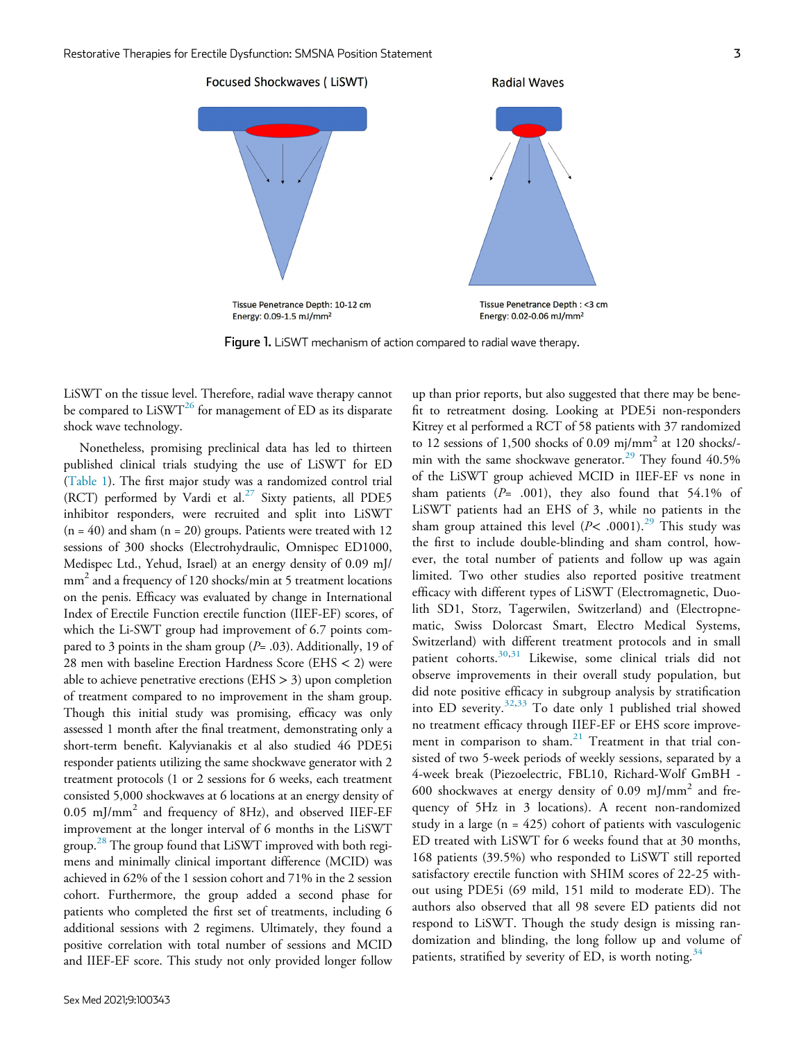Focused Shockwaves ( LiSWT)

Tissue Penetrance Depth: 10-12 cm
Energy: 0.09-1.5 mJ/mm$^2$

Radial Waves

Tissue Penetrance Depth : <3 cm
Energy: 0.02-0.06 mJ/mm$^2$

**Figure 1.** LiSWT mechanism of action compared to radial wave therapy.

LiSWT on the tissue level. Therefore, radial wave therapy cannot be compared to LiSWT[26] for management of ED as its disparate shock wave technology.

Nonetheless, promising preclinical data has led to thirteen published clinical trials studying the use of LiSWT for ED (Table 1). The first major study was a randomized control trial (RCT) performed by Vardi et al.[27] Sixty patients, all PDE5 inhibitor responders, were recruited and split into LiSWT (n = 40) and sham (n = 20) groups. Patients were treated with 12 sessions of 300 shocks (Electrohydraulic, Omnispec ED1000, Medispec Ltd., Yehud, Israel) at an energy density of 0.09 mJ/mm$^2$ and a frequency of 120 shocks/min at 5 treatment locations on the penis. Efficacy was evaluated by change in International Index of Erectile Function erectile function (IIEF-EF) scores, of which the Li-SWT group had improvement of 6.7 points compared to 3 points in the sham group ($P$= .03). Additionally, 19 of 28 men with baseline Erection Hardness Score (EHS < 2) were able to achieve penetrative erections (EHS > 3) upon completion of treatment compared to no improvement in the sham group. Though this initial study was promising, efficacy was only assessed 1 month after the final treatment, demonstrating only a short-term benefit. Kalyvianakis et al also studied 46 PDE5i responder patients utilizing the same shockwave generator with 2 treatment protocols (1 or 2 sessions for 6 weeks, each treatment consisted 5,000 shockwaves at 6 locations at an energy density of 0.05 mJ/mm$^2$ and frequency of 8Hz), and observed IIEF-EF improvement at the longer interval of 6 months in the LiSWT group.[28] The group found that LiSWT improved with both regimens and minimally clinical important difference (MCID) was achieved in 62% of the 1 session cohort and 71% in the 2 session cohort. Furthermore, the group added a second phase for patients who completed the first set of treatments, including 6 additional sessions with 2 regimens. Ultimately, they found a positive correlation with total number of sessions and MCID and IIEF-EF score. This study not only provided longer follow up than prior reports, but also suggested that there may be benefit to retreatment dosing. Looking at PDE5i non-responders Kitrey et al performed a RCT of 58 patients with 37 randomized to 12 sessions of 1,500 shocks of 0.09 mj/mm$^2$ at 120 shocks/min with the same shockwave generator.[29] They found 40.5% of the LiSWT group achieved MCID in IIEF-EF vs none in sham patients ($P$= .001), they also found that 54.1% of LiSWT patients had an EHS of 3, while no patients in the sham group attained this level ($P$< .0001).[29] This study was the first to include double-blinding and sham control, however, the total number of patients and follow up was again limited. Two other studies also reported positive treatment efficacy with different types of LiSWT (Electromagnetic, Duolith SD1, Storz, Tagerwilen, Switzerland) and (Electropnematic, Swiss Dolorcast Smart, Electro Medical Systems, Switzerland) with different treatment protocols and in small patient cohorts.[30,31] Likewise, some clinical trials did not observe improvements in their overall study population, but did note positive efficacy in subgroup analysis by stratification into ED severity.[32,33] To date only 1 published trial showed no treatment efficacy through IIEF-EF or EHS score improvement in comparison to sham.[21] Treatment in that trial consisted of two 5-week periods of weekly sessions, separated by a 4-week break (Piezoelectric, FBL10, Richard-Wolf GmBH - 600 shockwaves at energy density of 0.09 mJ/mm$^2$ and frequency of 5Hz in 3 locations). A recent non-randomized study in a large (n = 425) cohort of patients with vasculogenic ED treated with LiSWT for 6 weeks found that at 30 months, 168 patients (39.5%) who responded to LiSWT still reported satisfactory erectile function with SHIM scores of 22-25 without using PDE5i (69 mild, 151 mild to moderate ED). The authors also observed that all 98 severe ED patients did not respond to LiSWT. Though the study design is missing randomization and blinding, the long follow up and volume of patients, stratified by severity of ED, is worth noting.[34]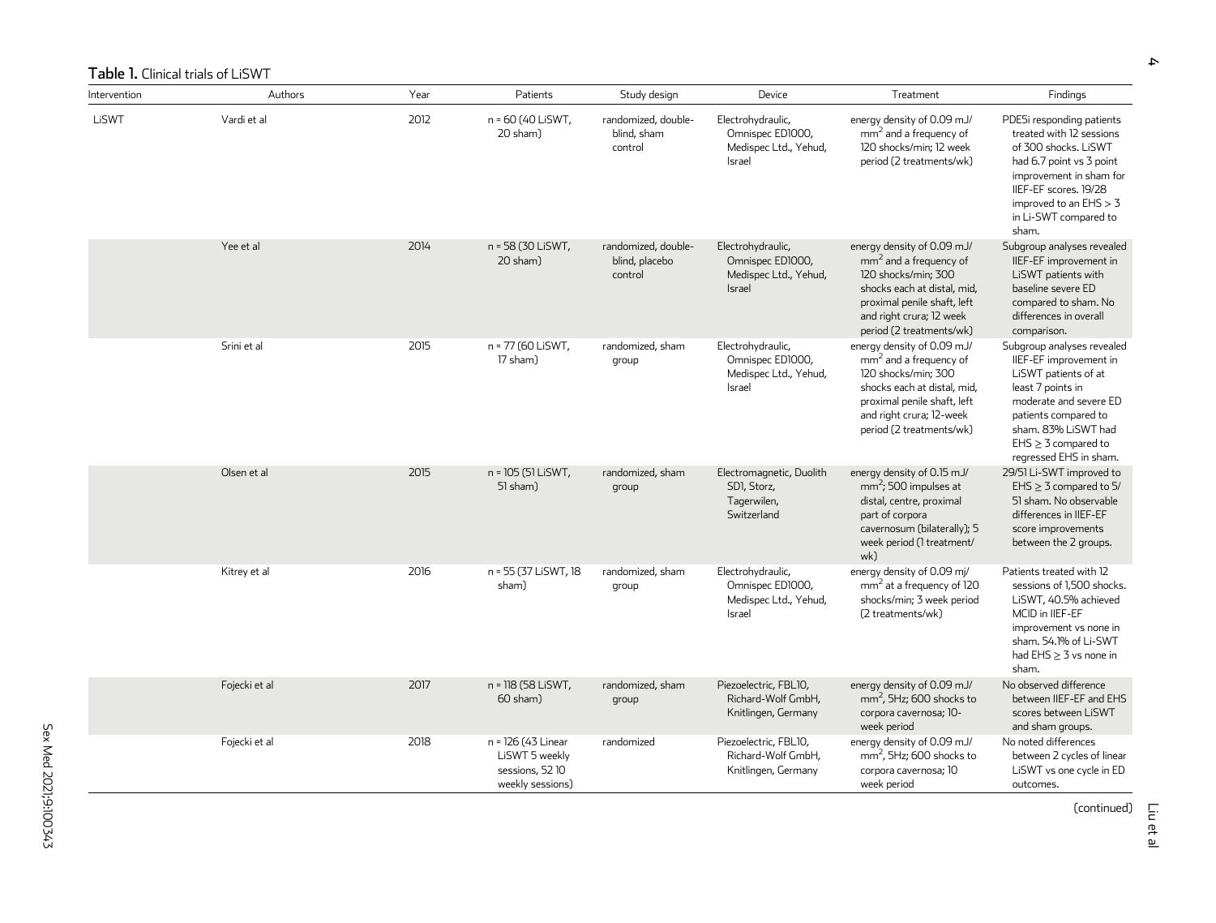**Table 1.** Clinical trials of LiSWT

| Intervention | Authors | Year | Patients | Study design | Device | Treatment | Findings |
|---|---|---|---|---|---|---|---|
| LiSWT | Vardi et al | 2012 | n = 60 (40 LiSWT, 20 sham) | randomized, double-blind, sham control | Electrohydraulic, Omnispec ED1000, Medispec Ltd., Yehud, Israel | energy density of 0.09 mJ/mm$^2$ and a frequency of 120 shocks/min; 12 week period (2 treatments/wk) | PDE5i responding patients treated with 12 sessions of 300 shocks. LiSWT had 6.7 point vs 3 point improvement in sham for IIEF-EF scores. 19/28 improved to an EHS > 3 in Li-SWT compared to sham. |
| | Yee et al | 2014 | n = 58 (30 LiSWT, 20 sham) | randomized, double-blind, placebo control | Electrohydraulic, Omnispec ED1000, Medispec Ltd., Yehud, Israel | energy density of 0.09 mJ/mm$^2$ and a frequency of 120 shocks/min; 300 shocks each at distal, mid, proximal penile shaft, left and right crura; 12 week period (2 treatments/wk) | Subgroup analyses revealed IIEF-EF improvement in LiSWT patients with baseline severe ED compared to sham. No differences in overall comparison. |
| | Srini et al | 2015 | n = 77 (60 LiSWT, 17 sham) | randomized, sham group | Electrohydraulic, Omnispec ED1000, Medispec Ltd., Yehud, Israel | energy density of 0.09 mJ/mm$^2$ and a frequency of 120 shocks/min; 300 shocks each at distal, mid, proximal penile shaft, left and right crura; 12-week period (2 treatments/wk) | Subgroup analyses revealed IIEF-EF improvement in LiSWT patients of at least 7 points in moderate and severe ED patients compared to sham. 83% LiSWT had EHS ≥ 3 compared to regressed EHS in sham. |
| | Olsen et al | 2015 | n = 105 (51 LiSWT, 51 sham) | randomized, sham group | Electromagnetic, Duolith SD1, Storz, Tagerwilen, Switzerland | energy density of 0.15 mJ/mm$^2$; 500 impulses at distal, centre, proximal part of corpora cavernosum (bilaterally); 5 week period (1 treatment/wk) | 29/51 Li-SWT improved to EHS ≥ 3 compared to 5/51 sham. No observable differences in IIEF-EF score improvements between the 2 groups. |
| | Kitrey et al | 2016 | n = 55 (37 LiSWT, 18 sham) | randomized, sham group | Electrohydraulic, Omnispec ED1000, Medispec Ltd., Yehud, Israel | energy density of 0.09 mj/mm$^2$ at a frequency of 120 shocks/min; 3 week period (2 treatments/wk) | Patients treated with 12 sessions of 1,500 shocks. LiSWT, 40.5% achieved MCID in IIEF-EF improvement vs none in sham. 54.1% of Li-SWT had EHS ≥ 3 vs none in sham. |
| | Fojecki et al | 2017 | n = 118 (58 LiSWT, 60 sham) | randomized, sham group | Piezoelectric, FBL10, Richard-Wolf GmbH, Knitlingen, Germany | energy density of 0.09 mJ/mm$^2$, 5Hz; 600 shocks to corpora cavernosa; 10-week period | No observed difference between IIEF-EF and EHS scores between LiSWT and sham groups. |
| | Fojecki et al | 2018 | n = 126 (43 Linear LiSWT 5 weekly sessions, 52 10 weekly sessions) | randomized | Piezoelectric, FBL10, Richard-Wolf GmbH, Knitlingen, Germany | energy density of 0.09 mJ/mm$^2$, 5Hz; 600 shocks to corpora cavernosa; 10 week period | No noted differences between 2 cycles of linear LiSWT vs one cycle in ED outcomes. |

(continued)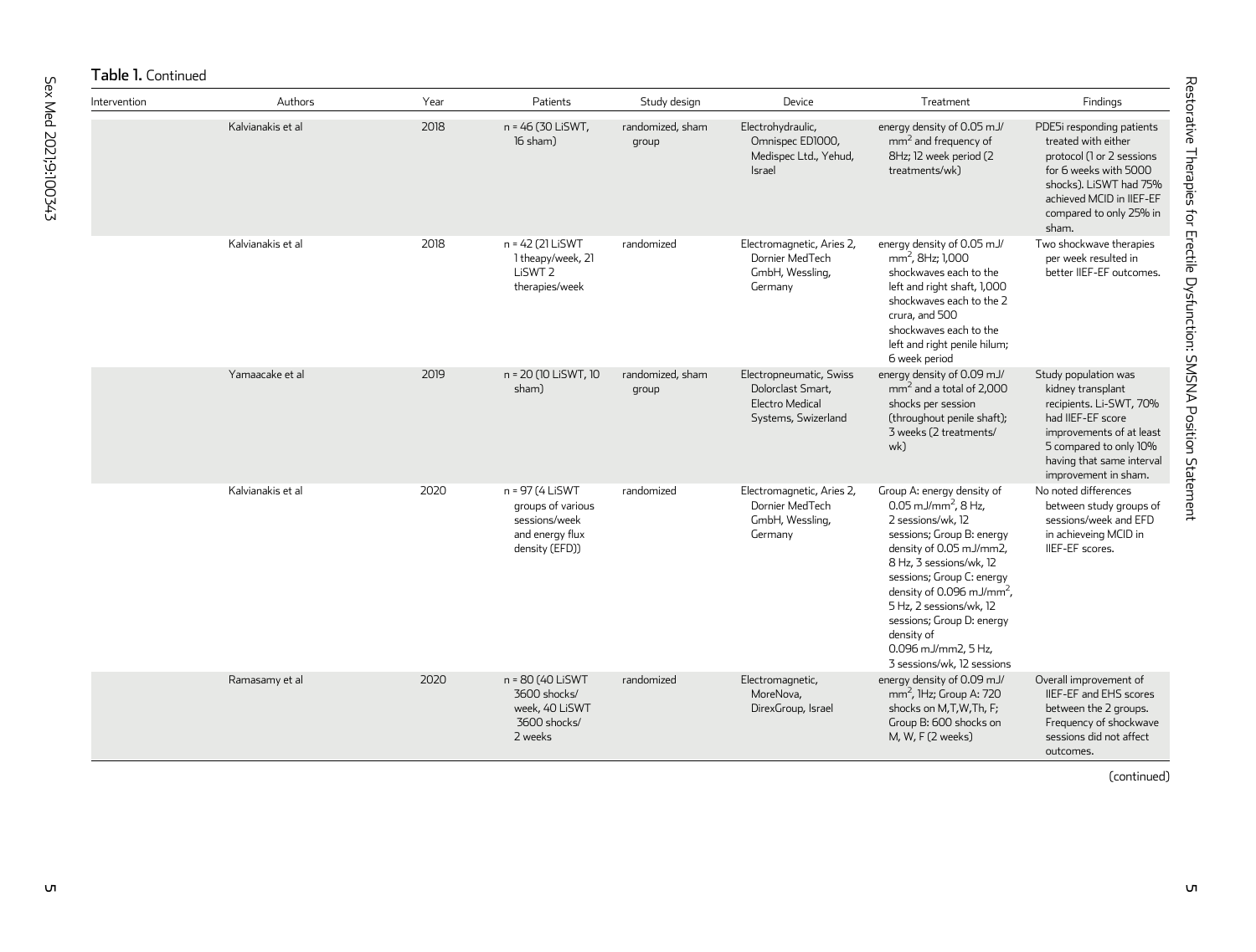**Table 1.** Continued

| Intervention | Authors | Year | Patients | Study design | Device | Treatment | Findings |
|---|---|---|---|---|---|---|---|
| | Kalvianakis et al | 2018 | n = 46 (30 LiSWT, 16 sham) | randomized, sham group | Electrohydraulic, Omnispec ED1000, Medispec Ltd., Yehud, Israel | energy density of 0.05 mJ/$mm^2$ and frequency of 8Hz; 12 week period (2 treatments/wk) | PDE5i responding patients treated with either protocol (1 or 2 sessions for 6 weeks with 5000 shocks). LiSWT had 75% achieved MCID in IIEF-EF compared to only 25% in sham. |
| | Kalvianakis et al | 2018 | n = 42 (21 LiSWT 1 theapy/week, 21 LiSWT 2 therapies/week | randomized | Electromagnetic, Aries 2, Dornier MedTech GmbH, Wessling, Germany | energy density of 0.05 mJ/$mm^2$, 8Hz; 1,000 shockwaves each to the left and right shaft, 1,000 shockwaves each to the 2 crura, and 500 shockwaves each to the left and right penile hilum; 6 week period | Two shockwave therapies per week resulted in better IIEF-EF outcomes. |
| | Yamaacake et al | 2019 | n = 20 (10 LiSWT, 10 sham) | randomized, sham group | Electropneumatic, Swiss Dolorclast Smart, Electro Medical Systems, Swizerland | energy density of 0.09 mJ/$mm^2$ and a total of 2,000 shocks per session (throughout penile shaft); 3 weeks (2 treatments/wk) | Study population was kidney transplant recipients. Li-SWT, 70% had IIEF-EF score improvements of at least 5 compared to only 10% having that same interval improvement in sham. |
| | Kalvianakis et al | 2020 | n = 97 (4 LiSWT groups of various sessions/week and energy flux density (EFD)) | randomized | Electromagnetic, Aries 2, Dornier MedTech GmbH, Wessling, Germany | Group A: energy density of 0.05 mJ/$mm^2$, 8 Hz, 2 sessions/wk, 12 sessions; Group B: energy density of 0.05 mJ/mm2, 8 Hz, 3 sessions/wk, 12 sessions; Group C: energy density of 0.096 mJ/$mm^2$, 5 Hz, 2 sessions/wk, 12 sessions; Group D: energy density of 0.096 mJ/mm2, 5 Hz, 3 sessions/wk, 12 sessions | No noted differences between study groups of sessions/week and EFD in achieveing MCID in IIEF-EF scores. |
| | Ramasamy et al | 2020 | n = 80 (40 LiSWT 3600 shocks/ week, 40 LiSWT 3600 shocks/ 2 weeks | randomized | Electromagnetic, MoreNova, DirexGroup, Israel | energy density of 0.09 mJ/$mm^2$, 1Hz; Group A: 720 shocks on M,T,W,Th, F; Group B: 600 shocks on M, W, F (2 weeks) | Overall improvement of IIEF-EF and EHS scores between the 2 groups. Frequency of shockwave sessions did not affect outcomes. |

(continued)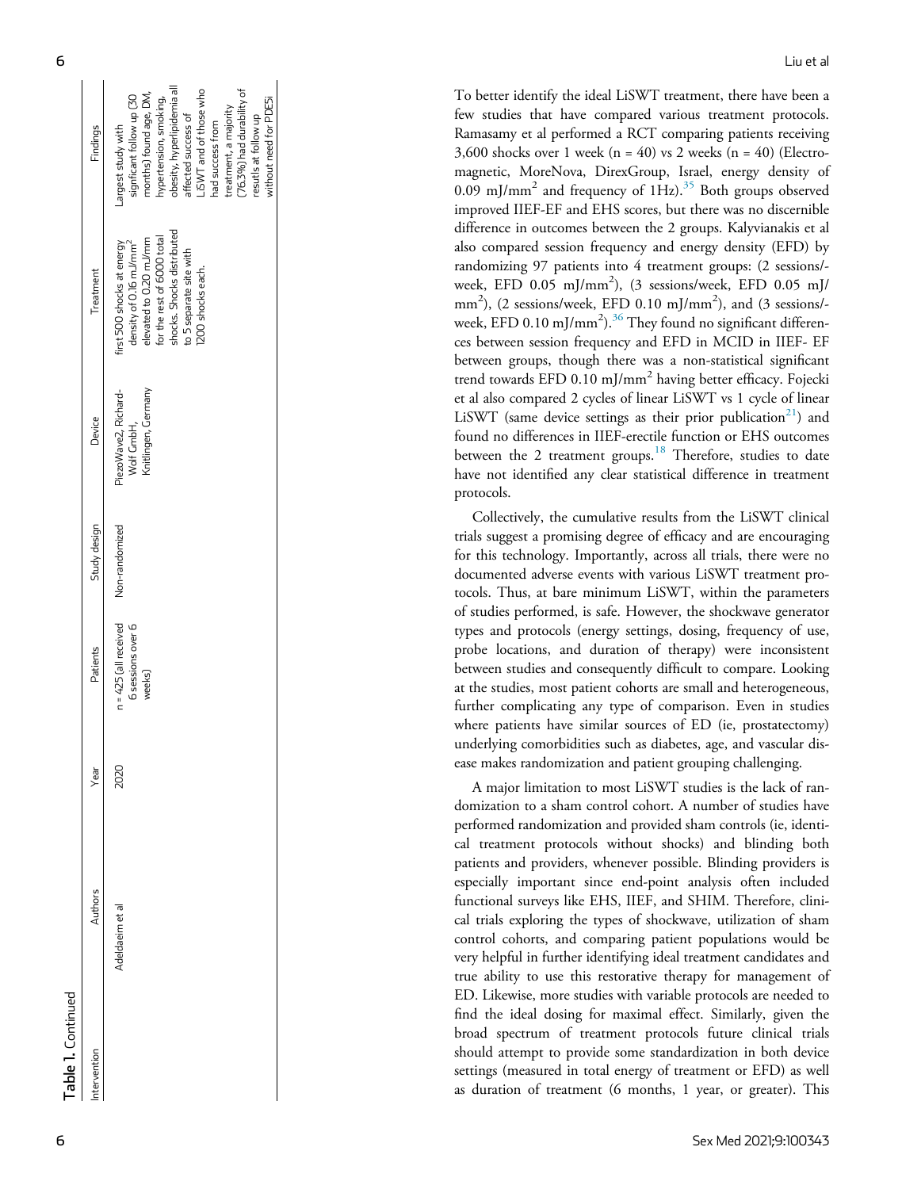**Table 1.** Continued

| Intervention | Authors | Year | Patients | Study design | Device | Treatment | Findings |
|---|---|---|---|---|---|---|---|
| | Adeldaeim et al | 2020 | n = 425 (all received 6 sessions over 6 weeks) | Non-randomized | PiezoWave2, Richard-Wolf GmbH, Knitlingen, Germany | first 500 shocks at energy density of 0.16 mJ/mm$^2$ elevated to 0.20 mJ/mm for the rest of 6000 total shocks. Shocks distributed to 5 separate site with 1200 shocks each. | Largest study with signficant follow up (30 months) found age, DM, hypertension, smoking, obesity, hyperlipidemia all affected success of LiSWT and of those who had success from treatment, a majority (76.3%) had durability of resutls at follow up without need for PDE5i |

To better identify the ideal LiSWT treatment, there have been a few studies that have compared various treatment protocols. Ramasamy et al performed a RCT comparing patients receiving 3,600 shocks over 1 week (n = 40) vs 2 weeks (n = 40) (Electromagnetic, MoreNova, DirexGroup, Israel, energy density of 0.09 mJ/mm$^2$ and frequency of 1Hz).[35] Both groups observed improved IIEF-EF and EHS scores, but there was no discernible difference in outcomes between the 2 groups. Kalyvianakis et al also compared session frequency and energy density (EFD) by randomizing 97 patients into 4 treatment groups: (2 sessions/week, EFD 0.05 mJ/mm$^2$), (3 sessions/week, EFD 0.05 mJ/mm$^2$), (2 sessions/week, EFD 0.10 mJ/mm$^2$), and (3 sessions/week, EFD 0.10 mJ/mm$^2$).[36] They found no significant differences between session frequency and EFD in MCID in IIEF- EF between groups, though there was a non-statistical significant trend towards EFD 0.10 mJ/mm$^2$ having better efficacy. Fojecki et al also compared 2 cycles of linear LiSWT vs 1 cycle of linear LiSWT (same device settings as their prior publication[21]) and found no differences in IIEF-erectile function or EHS outcomes between the 2 treatment groups.[18] Therefore, studies to date have not identified any clear statistical difference in treatment protocols.

Collectively, the cumulative results from the LiSWT clinical trials suggest a promising degree of efficacy and are encouraging for this technology. Importantly, across all trials, there were no documented adverse events with various LiSWT treatment protocols. Thus, at bare minimum LiSWT, within the parameters of studies performed, is safe. However, the shockwave generator types and protocols (energy settings, dosing, frequency of use, probe locations, and duration of therapy) were inconsistent between studies and consequently difficult to compare. Looking at the studies, most patient cohorts are small and heterogeneous, further complicating any type of comparison. Even in studies where patients have similar sources of ED (ie, prostatectomy) underlying comorbidities such as diabetes, age, and vascular disease makes randomization and patient grouping challenging.

A major limitation to most LiSWT studies is the lack of randomization to a sham control cohort. A number of studies have performed randomization and provided sham controls (ie, identical treatment protocols without shocks) and blinding both patients and providers, whenever possible. Blinding providers is especially important since end-point analysis often included functional surveys like EHS, IIEF, and SHIM. Therefore, clinical trials exploring the types of shockwave, utilization of sham control cohorts, and comparing patient populations would be very helpful in further identifying ideal treatment candidates and true ability to use this restorative therapy for management of ED. Likewise, more studies with variable protocols are needed to find the ideal dosing for maximal effect. Similarly, given the broad spectrum of treatment protocols future clinical trials should attempt to provide some standardization in both device settings (measured in total energy of treatment or EFD) as well as duration of treatment (6 months, 1 year, or greater). This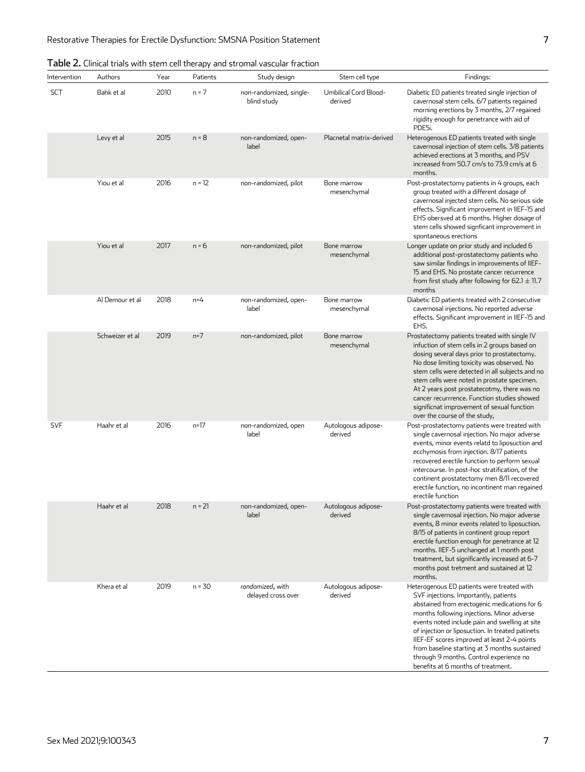**Table 2.** Clinical trials with stem cell therapy and stromal vascular fraction

| Intervention | Authors | Year | Patients | Study design | Stem cell type | Findings: |
|---|---|---|---|---|---|---|
| SCT | Bahk et al | 2010 | n = 7 | non-randomized, single-blind study | Umbilical Cord Blood-derived | Diabetic ED patients treated single injection of cavernosal stem cells. 6/7 patients regained morning erections by 3 months, 2/7 regained rigidity enough for penetrance with aid of PDE5i. |
| | Levy et al | 2015 | n = 8 | non-randomized, open-label | Placnetal matrix-derived | Heterogenous ED patients treated with single cavernosal injection of stem cells. 3/8 patients achieved erections at 3 months, and PSV increased from 50.7 cm/s to 73.9 cm/s at 6 months. |
| | Yiou et al | 2016 | n = 12 | non-randomized, pilot | Bone marrow mesenchymal | Post-prostatectomy patients in 4 groups, each group treated with a different dosage of cavernosal injected stem cells. No serious side effects. Significant improvement in IIEF-15 and EHS obersved at 6 months. Higher dosage of stem cells showed signficant improvement in spontaneous erections |
| | Yiou et al | 2017 | n = 6 | non-randomized, pilot | Bone marrow mesenchymal | Longer update on prior study and included 6 additional post-prostatectomy patients who saw similar findings in improvements of IIEF-15 and EHS. No prostate cancer recurrence from first study after following for $62.1 \pm 11.7$ months |
| | Al Demour et al | 2018 | n=4 | non-randomized, open-label | Bone marrow mesenchymal | Diabetic ED patients treated with 2 consecutive cavernosal injections. No reported adverse effects. Significant improvement in IIEF-15 and EHS. |
| | Schweizer et al | 2019 | n=7 | non-randomized, pilot | Bone marrow mesenchymal | Prostatectomy patients treated with single IV infuction of stem cells in 2 groups based on dosing several days prior to prostatectomy. No dose limiting toxicity was observed. No stem cells were detected in all subjects and no stem cells were noted in prostate specimen. At 2 years post prostatecotmy, there was no cancer recurrrence. Function studies showed significnat improvement of sexual function over the course of the study, |
| SVF | Haahr et al | 2016 | n=17 | non-randomized, open label | Autologous adipose-derived | Post-prostatectomy patients were treated with single cavernosal injection. No major adverse events, minor events relatd to liposuction and ecchymosis from injection. 8/17 patients recovered erectile function to perform sexual intercourse. In post-hoc stratification, of the continent prostatectomy men 8/11 recovered erectile function, no incontinent man regained erectile function |
| | Haahr et al | 2018 | n = 21 | non-randomized, open-label | Autologous adipose-derived | Post-prostatectomy patients were treated with single cavernosal injection. No major adverse events, 8 minor events related to liposuction. 8/15 of patients in continent group report erectile function enough for penetrance at 12 months. IIEF-5 unchanged at 1 month post treatment, but significantly increased at 6-7 months post tretment and sustained at 12 months. |
| | Khera et al | 2019 | n = 30 | *randomized*, with delayed cross over | Autologous adipose-derived | Heterogenous ED patients were treated with SVF injections. Importantly, patients abstained from erectogenic medications for 6 months following injections. Minor adverse events noted include pain and swelling at site of injection or liposuction. In treated patinets IIEF-EF scores improved at least 2-4 points from baseline starting at 3 months sustained through 9 months. Control experience no benefits at 6 months of treatment. |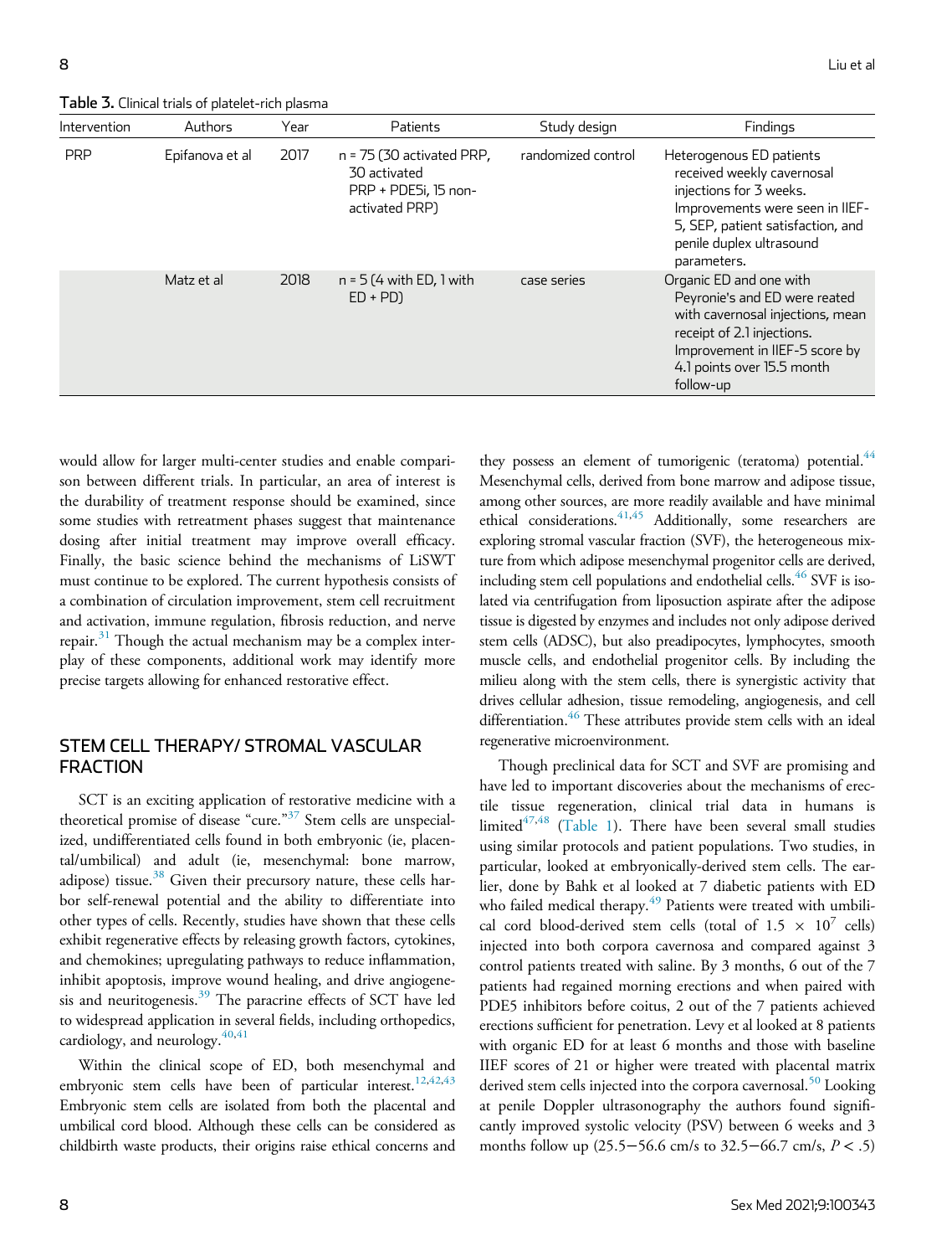Table 3. Clinical trials of platelet-rich plasma

| Intervention | Authors | Year | Patients | Study design | Findings |
| --- | --- | --- | --- | --- | --- |
| PRP | Epifanova et al | 2017 | n = 75 (30 activated PRP, 30 activated PRP + PDE5i, 15 non-activated PRP) | randomized control | Heterogenous ED patients received weekly cavernosal injections for 3 weeks. Improvements were seen in IIEF-5, SEP, patient satisfaction, and penile duplex ultrasound parameters. |
| | Matz et al | 2018 | n = 5 (4 with ED, 1 with ED + PD) | case series | Organic ED and one with Peyronie's and ED were reated with cavernosal injections, mean receipt of 2.1 injections. Improvement in IIEF-5 score by 4.1 points over 15.5 month follow-up |

would allow for larger multi-center studies and enable comparison between different trials. In particular, an area of interest is the durability of treatment response should be examined, since some studies with retreatment phases suggest that maintenance dosing after initial treatment may improve overall efficacy. Finally, the basic science behind the mechanisms of LiSWT must continue to be explored. The current hypothesis consists of a combination of circulation improvement, stem cell recruitment and activation, immune regulation, fibrosis reduction, and nerve repair.[31] Though the actual mechanism may be a complex interplay of these components, additional work may identify more precise targets allowing for enhanced restorative effect.

## STEM CELL THERAPY/ STROMAL VASCULAR FRACTION

SCT is an exciting application of restorative medicine with a theoretical promise of disease "cure."[37] Stem cells are unspecialized, undifferentiated cells found in both embryonic (ie, placental/umbilical) and adult (ie, mesenchymal: bone marrow, adipose) tissue.[38] Given their precursory nature, these cells harbor self-renewal potential and the ability to differentiate into other types of cells. Recently, studies have shown that these cells exhibit regenerative effects by releasing growth factors, cytokines, and chemokines; upregulating pathways to reduce inflammation, inhibit apoptosis, improve wound healing, and drive angiogenesis and neuritogenesis.[39] The paracrine effects of SCT have led to widespread application in several fields, including orthopedics, cardiology, and neurology.[40,41]

Within the clinical scope of ED, both mesenchymal and embryonic stem cells have been of particular interest.[12,42,43] Embryonic stem cells are isolated from both the placental and umbilical cord blood. Although these cells can be considered as childbirth waste products, their origins raise ethical concerns and they possess an element of tumorigenic (teratoma) potential.[44] Mesenchymal cells, derived from bone marrow and adipose tissue, among other sources, are more readily available and have minimal ethical considerations.[41,45] Additionally, some researchers are exploring stromal vascular fraction (SVF), the heterogeneous mixture from which adipose mesenchymal progenitor cells are derived, including stem cell populations and endothelial cells.[46] SVF is isolated via centrifugation from liposuction aspirate after the adipose tissue is digested by enzymes and includes not only adipose derived stem cells (ADSC), but also preadipocytes, lymphocytes, smooth muscle cells, and endothelial progenitor cells. By including the milieu along with the stem cells, there is synergistic activity that drives cellular adhesion, tissue remodeling, angiogenesis, and cell differentiation.[46] These attributes provide stem cells with an ideal regenerative microenvironment.

Though preclinical data for SCT and SVF are promising and have led to important discoveries about the mechanisms of erectile tissue regeneration, clinical trial data in humans is limited[47,48] (Table 1). There have been several small studies using similar protocols and patient populations. Two studies, in particular, looked at embryonically-derived stem cells. The earlier, done by Bahk et al looked at 7 diabetic patients with ED who failed medical therapy.[49] Patients were treated with umbilical cord blood-derived stem cells (total of $1.5 \times 10^7$ cells) injected into both corpora cavernosa and compared against 3 control patients treated with saline. By 3 months, 6 out of the 7 patients had regained morning erections and when paired with PDE5 inhibitors before coitus, 2 out of the 7 patients achieved erections sufficient for penetration. Levy et al looked at 8 patients with organic ED for at least 6 months and those with baseline IIEF scores of 21 or higher were treated with placental matrix derived stem cells injected into the corpora cavernosal.[50] Looking at penile Doppler ultrasonography the authors found significantly improved systolic velocity (PSV) between 6 weeks and 3 months follow up (25.5−56.6 cm/s to 32.5−66.7 cm/s, $P < .5$)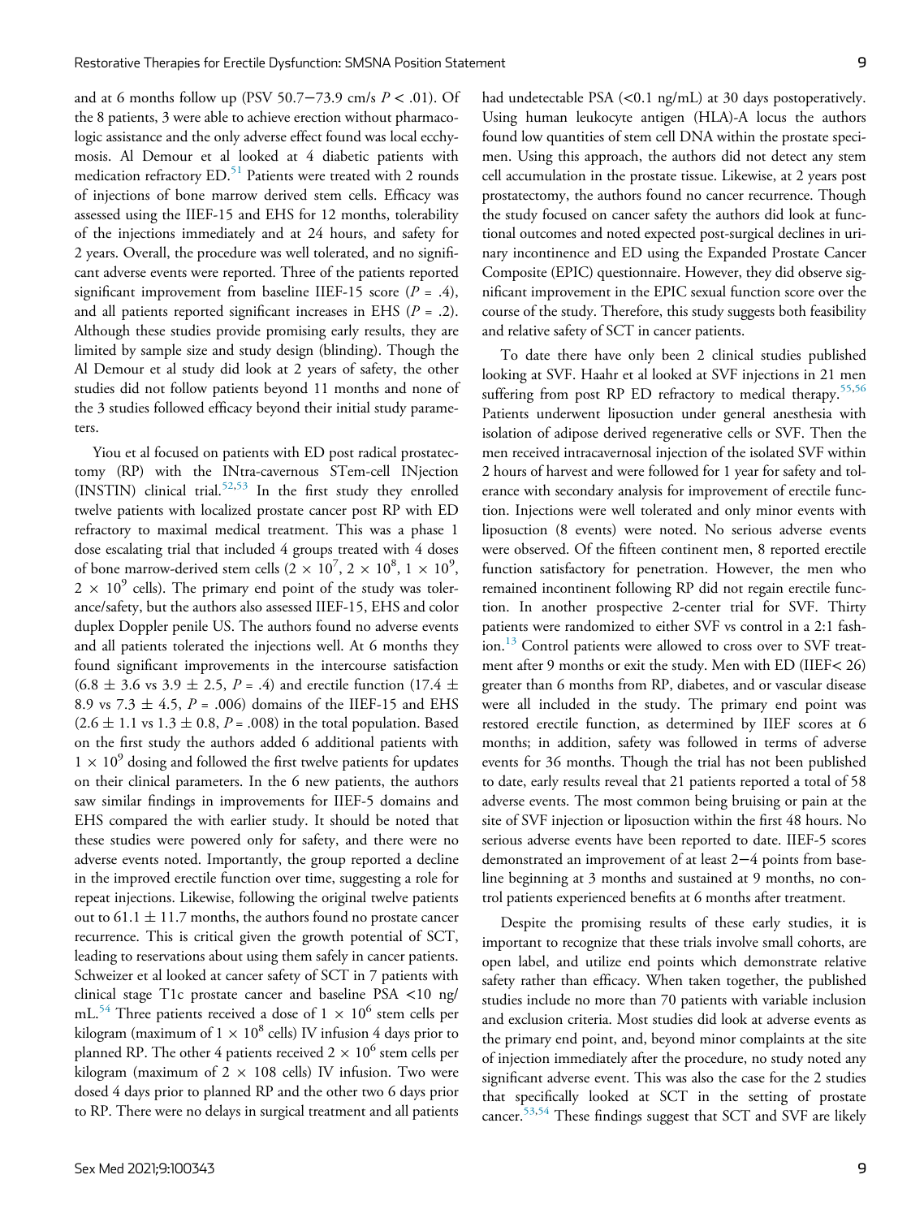and at 6 months follow up (PSV 50.7−73.9 cm/s $P < .01$). Of the 8 patients, 3 were able to achieve erection without pharmacologic assistance and the only adverse effect found was local ecchymosis. Al Demour et al looked at 4 diabetic patients with medication refractory ED.[51] Patients were treated with 2 rounds of injections of bone marrow derived stem cells. Efficacy was assessed using the IIEF-15 and EHS for 12 months, tolerability of the injections immediately and at 24 hours, and safety for 2 years. Overall, the procedure was well tolerated, and no significant adverse events were reported. Three of the patients reported significant improvement from baseline IIEF-15 score ($P = .4$), and all patients reported significant increases in EHS ($P = .2$). Although these studies provide promising early results, they are limited by sample size and study design (blinding). Though the Al Demour et al study did look at 2 years of safety, the other studies did not follow patients beyond 11 months and none of the 3 studies followed efficacy beyond their initial study parameters.

Yiou et al focused on patients with ED post radical prostatectomy (RP) with the INtra-cavernous STem-cell INjection (INSTIN) clinical trial.[52,53] In the first study they enrolled twelve patients with localized prostate cancer post RP with ED refractory to maximal medical treatment. This was a phase 1 dose escalating trial that included 4 groups treated with 4 doses of bone marrow-derived stem cells ($2 \times 10^7$, $2 \times 10^8$, $1 \times 10^9$, $2 \times 10^9$ cells). The primary end point of the study was tolerance/safety, but the authors also assessed IIEF-15, EHS and color duplex Doppler penile US. The authors found no adverse events and all patients tolerated the injections well. At 6 months they found significant improvements in the intercourse satisfaction ($6.8 \pm 3.6$ vs $3.9 \pm 2.5$, $P = .4$) and erectile function ($17.4 \pm 8.9$ vs $7.3 \pm 4.5$, $P = .006$) domains of the IIEF-15 and EHS ($2.6 \pm 1.1$ vs $1.3 \pm 0.8$, $P = .008$) in the total population. Based on the first study the authors added 6 additional patients with $1 \times 10^9$ dosing and followed the first twelve patients for updates on their clinical parameters. In the 6 new patients, the authors saw similar findings in improvements for IIEF-5 domains and EHS compared the with earlier study. It should be noted that these studies were powered only for safety, and there were no adverse events noted. Importantly, the group reported a decline in the improved erectile function over time, suggesting a role for repeat injections. Likewise, following the original twelve patients out to $61.1 \pm 11.7$ months, the authors found no prostate cancer recurrence. This is critical given the growth potential of SCT, leading to reservations about using them safely in cancer patients. Schweizer et al looked at cancer safety of SCT in 7 patients with clinical stage T1c prostate cancer and baseline PSA <10 ng/mL.[54] Three patients received a dose of $1 \times 10^6$ stem cells per kilogram (maximum of $1 \times 10^8$ cells) IV infusion 4 days prior to planned RP. The other 4 patients received $2 \times 10^6$ stem cells per kilogram (maximum of $2 \times 108$ cells) IV infusion. Two were dosed 4 days prior to planned RP and the other two 6 days prior to RP. There were no delays in surgical treatment and all patients had undetectable PSA (<0.1 ng/mL) at 30 days postoperatively. Using human leukocyte antigen (HLA)-A locus the authors found low quantities of stem cell DNA within the prostate specimen. Using this approach, the authors did not detect any stem cell accumulation in the prostate tissue. Likewise, at 2 years post prostatectomy, the authors found no cancer recurrence. Though the study focused on cancer safety the authors did look at functional outcomes and noted expected post-surgical declines in urinary incontinence and ED using the Expanded Prostate Cancer Composite (EPIC) questionnaire. However, they did observe significant improvement in the EPIC sexual function score over the course of the study. Therefore, this study suggests both feasibility and relative safety of SCT in cancer patients.

To date there have only been 2 clinical studies published looking at SVF. Haahr et al looked at SVF injections in 21 men suffering from post RP ED refractory to medical therapy.[55,56] Patients underwent liposuction under general anesthesia with isolation of adipose derived regenerative cells or SVF. Then the men received intracavernosal injection of the isolated SVF within 2 hours of harvest and were followed for 1 year for safety and tolerance with secondary analysis for improvement of erectile function. Injections were well tolerated and only minor events with liposuction (8 events) were noted. No serious adverse events were observed. Of the fifteen continent men, 8 reported erectile function satisfactory for penetration. However, the men who remained incontinent following RP did not regain erectile function. In another prospective 2-center trial for SVF. Thirty patients were randomized to either SVF vs control in a 2:1 fashion.[13] Control patients were allowed to cross over to SVF treatment after 9 months or exit the study. Men with ED (IIEF< 26) greater than 6 months from RP, diabetes, and or vascular disease were all included in the study. The primary end point was restored erectile function, as determined by IIEF scores at 6 months; in addition, safety was followed in terms of adverse events for 36 months. Though the trial has not been published to date, early results reveal that 21 patients reported a total of 58 adverse events. The most common being bruising or pain at the site of SVF injection or liposuction within the first 48 hours. No serious adverse events have been reported to date. IIEF-5 scores demonstrated an improvement of at least 2−4 points from baseline beginning at 3 months and sustained at 9 months, no control patients experienced benefits at 6 months after treatment.

Despite the promising results of these early studies, it is important to recognize that these trials involve small cohorts, are open label, and utilize end points which demonstrate relative safety rather than efficacy. When taken together, the published studies include no more than 70 patients with variable inclusion and exclusion criteria. Most studies did look at adverse events as the primary end point, and, beyond minor complaints at the site of injection immediately after the procedure, no study noted any significant adverse event. This was also the case for the 2 studies that specifically looked at SCT in the setting of prostate cancer.[53,54] These findings suggest that SCT and SVF are likely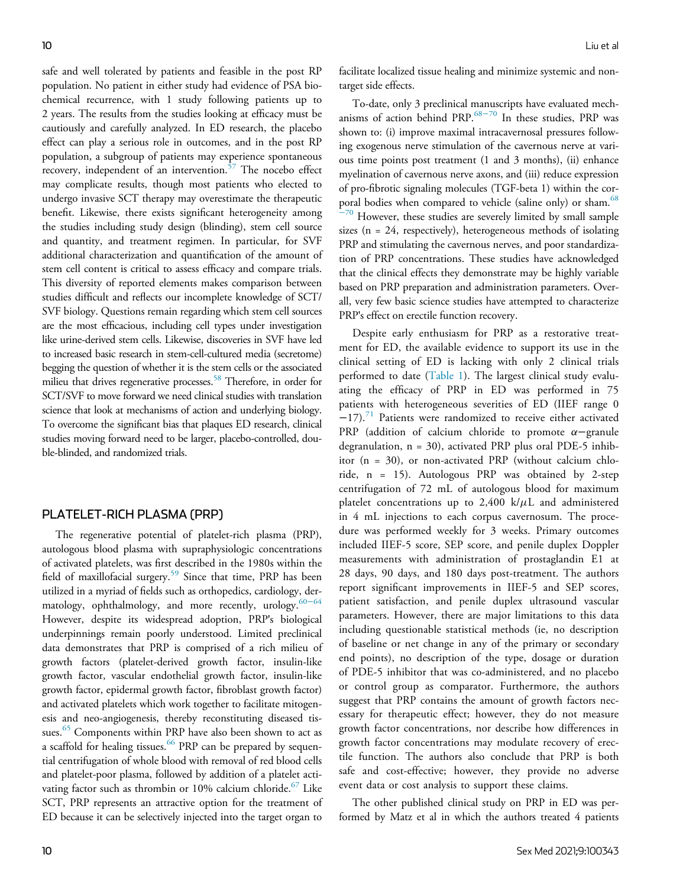safe and well tolerated by patients and feasible in the post RP population. No patient in either study had evidence of PSA biochemical recurrence, with 1 study following patients up to 2 years. The results from the studies looking at efficacy must be cautiously and carefully analyzed. In ED research, the placebo effect can play a serious role in outcomes, and in the post RP population, a subgroup of patients may experience spontaneous recovery, independent of an intervention.[57] The nocebo effect may complicate results, though most patients who elected to undergo invasive SCT therapy may overestimate the therapeutic benefit. Likewise, there exists significant heterogeneity among the studies including study design (blinding), stem cell source and quantity, and treatment regimen. In particular, for SVF additional characterization and quantification of the amount of stem cell content is critical to assess efficacy and compare trials. This diversity of reported elements makes comparison between studies difficult and reflects our incomplete knowledge of SCT/SVF biology. Questions remain regarding which stem cell sources are the most efficacious, including cell types under investigation like urine-derived stem cells. Likewise, discoveries in SVF have led to increased basic research in stem-cell-cultured media (secretome) begging the question of whether it is the stem cells or the associated milieu that drives regenerative processes.[58] Therefore, in order for SCT/SVF to move forward we need clinical studies with translation science that look at mechanisms of action and underlying biology. To overcome the significant bias that plaques ED research, clinical studies moving forward need to be larger, placebo-controlled, double-blinded, and randomized trials.

## PLATELET-RICH PLASMA (PRP)

The regenerative potential of platelet-rich plasma (PRP), autologous blood plasma with supraphysiologic concentrations of activated platelets, was first described in the 1980s within the field of maxillofacial surgery.[59] Since that time, PRP has been utilized in a myriad of fields such as orthopedics, cardiology, dermatology, ophthalmology, and more recently, urology.[60−64] However, despite its widespread adoption, PRP's biological underpinnings remain poorly understood. Limited preclinical data demonstrates that PRP is comprised of a rich milieu of growth factors (platelet-derived growth factor, insulin-like growth factor, vascular endothelial growth factor, insulin-like growth factor, epidermal growth factor, fibroblast growth factor) and activated platelets which work together to facilitate mitogenesis and neo-angiogenesis, thereby reconstituting diseased tissues.[65] Components within PRP have also been shown to act as a scaffold for healing tissues.[66] PRP can be prepared by sequential centrifugation of whole blood with removal of red blood cells and platelet-poor plasma, followed by addition of a platelet activating factor such as thrombin or 10% calcium chloride.[67] Like SCT, PRP represents an attractive option for the treatment of ED because it can be selectively injected into the target organ to facilitate localized tissue healing and minimize systemic and non-target side effects.

To-date, only 3 preclinical manuscripts have evaluated mechanisms of action behind PRP.[68−70] In these studies, PRP was shown to: (i) improve maximal intracavernosal pressures following exogenous nerve stimulation of the cavernous nerve at various time points post treatment (1 and 3 months), (ii) enhance myelination of cavernous nerve axons, and (iii) reduce expression of pro-fibrotic signaling molecules (TGF-beta 1) within the corporal bodies when compared to vehicle (saline only) or sham.[68−70] However, these studies are severely limited by small sample sizes (n = 24, respectively), heterogeneous methods of isolating PRP and stimulating the cavernous nerves, and poor standardization of PRP concentrations. These studies have acknowledged that the clinical effects they demonstrate may be highly variable based on PRP preparation and administration parameters. Overall, very few basic science studies have attempted to characterize PRP's effect on erectile function recovery.

Despite early enthusiasm for PRP as a restorative treatment for ED, the available evidence to support its use in the clinical setting of ED is lacking with only 2 clinical trials performed to date (Table 1). The largest clinical study evaluating the efficacy of PRP in ED was performed in 75 patients with heterogeneous severities of ED (IIEF range 0 −17).[71] Patients were randomized to receive either activated PRP (addition of calcium chloride to promote $\alpha$−granule degranulation, n = 30), activated PRP plus oral PDE-5 inhibitor (n = 30), or non-activated PRP (without calcium chloride, n = 15). Autologous PRP was obtained by 2-step centrifugation of 72 mL of autologous blood for maximum platelet concentrations up to 2,400 k/$\mu$L and administered in 4 mL injections to each corpus cavernosum. The procedure was performed weekly for 3 weeks. Primary outcomes included IIEF-5 score, SEP score, and penile duplex Doppler measurements with administration of prostaglandin E1 at 28 days, 90 days, and 180 days post-treatment. The authors report significant improvements in IIEF-5 and SEP scores, patient satisfaction, and penile duplex ultrasound vascular parameters. However, there are major limitations to this data including questionable statistical methods (ie, no description of baseline or net change in any of the primary or secondary end points), no description of the type, dosage or duration of PDE-5 inhibitor that was co-administered, and no placebo or control group as comparator. Furthermore, the authors suggest that PRP contains the amount of growth factors necessary for therapeutic effect; however, they do not measure growth factor concentrations, nor describe how differences in growth factor concentrations may modulate recovery of erectile function. The authors also conclude that PRP is both safe and cost-effective; however, they provide no adverse event data or cost analysis to support these claims.

The other published clinical study on PRP in ED was performed by Matz et al in which the authors treated 4 patients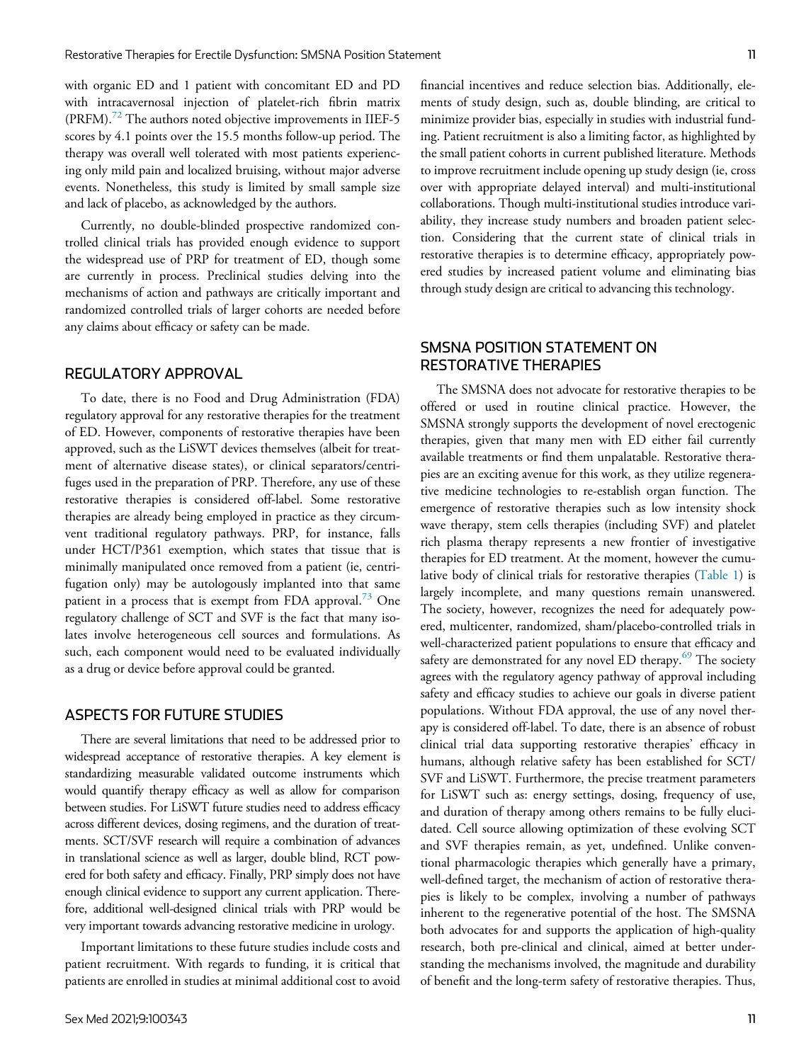with organic ED and 1 patient with concomitant ED and PD with intracavernosal injection of platelet-rich fibrin matrix (PRFM).[72] The authors noted objective improvements in IIEF-5 scores by 4.1 points over the 15.5 months follow-up period. The therapy was overall well tolerated with most patients experiencing only mild pain and localized bruising, without major adverse events. Nonetheless, this study is limited by small sample size and lack of placebo, as acknowledged by the authors.

Currently, no double-blinded prospective randomized controlled clinical trials has provided enough evidence to support the widespread use of PRP for treatment of ED, though some are currently in process. Preclinical studies delving into the mechanisms of action and pathways are critically important and randomized controlled trials of larger cohorts are needed before any claims about efficacy or safety can be made.

## REGULATORY APPROVAL

To date, there is no Food and Drug Administration (FDA) regulatory approval for any restorative therapies for the treatment of ED. However, components of restorative therapies have been approved, such as the LiSWT devices themselves (albeit for treatment of alternative disease states), or clinical separators/centrifuges used in the preparation of PRP. Therefore, any use of these restorative therapies is considered off-label. Some restorative therapies are already being employed in practice as they circumvent traditional regulatory pathways. PRP, for instance, falls under HCT/P361 exemption, which states that tissue that is minimally manipulated once removed from a patient (ie, centrifugation only) may be autologously implanted into that same patient in a process that is exempt from FDA approval.[73] One regulatory challenge of SCT and SVF is the fact that many isolates involve heterogeneous cell sources and formulations. As such, each component would need to be evaluated individually as a drug or device before approval could be granted.

## ASPECTS FOR FUTURE STUDIES

There are several limitations that need to be addressed prior to widespread acceptance of restorative therapies. A key element is standardizing measurable validated outcome instruments which would quantify therapy efficacy as well as allow for comparison between studies. For LiSWT future studies need to address efficacy across different devices, dosing regimens, and the duration of treatments. SCT/SVF research will require a combination of advances in translational science as well as larger, double blind, RCT powered for both safety and efficacy. Finally, PRP simply does not have enough clinical evidence to support any current application. Therefore, additional well-designed clinical trials with PRP would be very important towards advancing restorative medicine in urology.

Important limitations to these future studies include costs and patient recruitment. With regards to funding, it is critical that patients are enrolled in studies at minimal additional cost to avoid financial incentives and reduce selection bias. Additionally, elements of study design, such as, double blinding, are critical to minimize provider bias, especially in studies with industrial funding. Patient recruitment is also a limiting factor, as highlighted by the small patient cohorts in current published literature. Methods to improve recruitment include opening up study design (ie, cross over with appropriate delayed interval) and multi-institutional collaborations. Though multi-institutional studies introduce variability, they increase study numbers and broaden patient selection. Considering that the current state of clinical trials in restorative therapies is to determine efficacy, appropriately powered studies by increased patient volume and eliminating bias through study design are critical to advancing this technology.

## SMSNA POSITION STATEMENT ON RESTORATIVE THERAPIES

The SMSNA does not advocate for restorative therapies to be offered or used in routine clinical practice. However, the SMSNA strongly supports the development of novel erectogenic therapies, given that many men with ED either fail currently available treatments or find them unpalatable. Restorative therapies are an exciting avenue for this work, as they utilize regenerative medicine technologies to re-establish organ function. The emergence of restorative therapies such as low intensity shock wave therapy, stem cells therapies (including SVF) and platelet rich plasma therapy represents a new frontier of investigative therapies for ED treatment. At the moment, however the cumulative body of clinical trials for restorative therapies (Table 1) is largely incomplete, and many questions remain unanswered. The society, however, recognizes the need for adequately powered, multicenter, randomized, sham/placebo-controlled trials in well-characterized patient populations to ensure that efficacy and safety are demonstrated for any novel ED therapy.[69] The society agrees with the regulatory agency pathway of approval including safety and efficacy studies to achieve our goals in diverse patient populations. Without FDA approval, the use of any novel therapy is considered off-label. To date, there is an absence of robust clinical trial data supporting restorative therapies' efficacy in humans, although relative safety has been established for SCT/SVF and LiSWT. Furthermore, the precise treatment parameters for LiSWT such as: energy settings, dosing, frequency of use, and duration of therapy among others remains to be fully elucidated. Cell source allowing optimization of these evolving SCT and SVF therapies remain, as yet, undefined. Unlike conventional pharmacologic therapies which generally have a primary, well-defined target, the mechanism of action of restorative therapies is likely to be complex, involving a number of pathways inherent to the regenerative potential of the host. The SMSNA both advocates for and supports the application of high-quality research, both pre-clinical and clinical, aimed at better understanding the mechanisms involved, the magnitude and durability of benefit and the long-term safety of restorative therapies. Thus,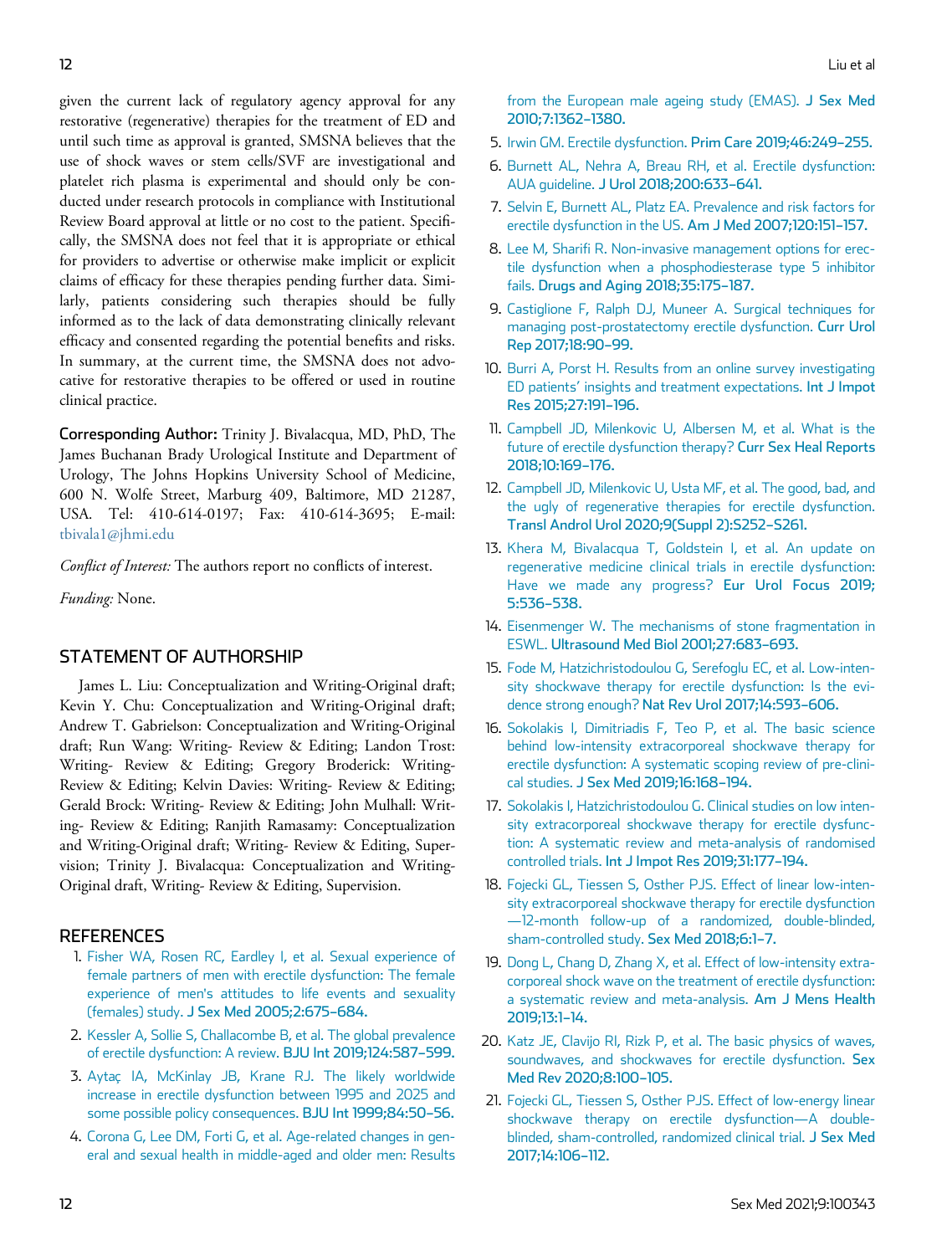given the current lack of regulatory agency approval for any restorative (regenerative) therapies for the treatment of ED and until such time as approval is granted, SMSNA believes that the use of shock waves or stem cells/SVF are investigational and platelet rich plasma is experimental and should only be conducted under research protocols in compliance with Institutional Review Board approval at little or no cost to the patient. Specifically, the SMSNA does not feel that it is appropriate or ethical for providers to advertise or otherwise make implicit or explicit claims of efficacy for these therapies pending further data. Similarly, patients considering such therapies should be fully informed as to the lack of data demonstrating clinically relevant efficacy and consented regarding the potential benefits and risks. In summary, at the current time, the SMSNA does not advocative for restorative therapies to be offered or used in routine clinical practice.

**Corresponding Author:** Trinity J. Bivalacqua, MD, PhD, The James Buchanan Brady Urological Institute and Department of Urology, The Johns Hopkins University School of Medicine, 600 N. Wolfe Street, Marburg 409, Baltimore, MD 21287, USA. Tel: 410-614-0197; Fax: 410-614-3695; E-mail: tbivala1@jhmi.edu

*Conflict of Interest:* The authors report no conflicts of interest.

*Funding:* None.

## STATEMENT OF AUTHORSHIP

James L. Liu: Conceptualization and Writing-Original draft; Kevin Y. Chu: Conceptualization and Writing-Original draft; Andrew T. Gabrielson: Conceptualization and Writing-Original draft; Run Wang: Writing- Review & Editing; Landon Trost: Writing- Review & Editing; Gregory Broderick: Writing- Review & Editing; Kelvin Davies: Writing- Review & Editing; Gerald Brock: Writing- Review & Editing; John Mulhall: Writing- Review & Editing; Ranjith Ramasamy: Conceptualization and Writing-Original draft; Writing- Review & Editing, Supervision; Trinity J. Bivalacqua: Conceptualization and Writing-Original draft, Writing- Review & Editing, Supervision.

## REFERENCES

1. Fisher WA, Rosen RC, Eardley I, et al. Sexual experience of female partners of men with erectile dysfunction: The female experience of men's attitudes to life events and sexuality (females) study. **J Sex Med 2005;2:675–684.**
2. Kessler A, Sollie S, Challacombe B, et al. The global prevalence of erectile dysfunction: A review. **BJU Int 2019;124:587–599.**
3. Aytaç IA, McKinlay JB, Krane RJ. The likely worldwide increase in erectile dysfunction between 1995 and 2025 and some possible policy consequences. **BJU Int 1999;84:50–56.**
4. Corona G, Lee DM, Forti G, et al. Age-related changes in general and sexual health in middle-aged and older men: Results from the European male ageing study (EMAS). **J Sex Med 2010;7:1362–1380.**
5. Irwin GM. Erectile dysfunction. **Prim Care 2019;46:249–255.**
6. Burnett AL, Nehra A, Breau RH, et al. Erectile dysfunction: AUA guideline. **J Urol 2018;200:633–641.**
7. Selvin E, Burnett AL, Platz EA. Prevalence and risk factors for erectile dysfunction in the US. **Am J Med 2007;120:151–157.**
8. Lee M, Sharifi R. Non-invasive management options for erectile dysfunction when a phosphodiesterase type 5 inhibitor fails. **Drugs and Aging 2018;35:175–187.**
9. Castiglione F, Ralph DJ, Muneer A. Surgical techniques for managing post-prostatectomy erectile dysfunction. **Curr Urol Rep 2017;18:90–99.**
10. Burri A, Porst H. Results from an online survey investigating ED patients' insights and treatment expectations. **Int J Impot Res 2015;27:191–196.**
11. Campbell JD, Milenkovic U, Albersen M, et al. What is the future of erectile dysfunction therapy? **Curr Sex Heal Reports 2018;10:169–176.**
12. Campbell JD, Milenkovic U, Usta MF, et al. The good, bad, and the ugly of regenerative therapies for erectile dysfunction. **Transl Androl Urol 2020;9(Suppl 2):S252–S261.**
13. Khera M, Bivalacqua T, Goldstein I, et al. An update on regenerative medicine clinical trials in erectile dysfunction: Have we made any progress? **Eur Urol Focus 2019; 5:536–538.**
14. Eisenmenger W. The mechanisms of stone fragmentation in ESWL. **Ultrasound Med Biol 2001;27:683–693.**
15. Fode M, Hatzichristodoulou G, Serefoglu EC, et al. Low-intensity shockwave therapy for erectile dysfunction: Is the evidence strong enough? **Nat Rev Urol 2017;14:593–606.**
16. Sokolakis I, Dimitriadis F, Teo P, et al. The basic science behind low-intensity extracorporeal shockwave therapy for erectile dysfunction: A systematic scoping review of pre-clinical studies. **J Sex Med 2019;16:168–194.**
17. Sokolakis I, Hatzichristodoulou G. Clinical studies on low intensity extracorporeal shockwave therapy for erectile dysfunction: A systematic review and meta-analysis of randomised controlled trials. **Int J Impot Res 2019;31:177–194.**
18. Fojecki GL, Tiessen S, Osther PJS. Effect of linear low-intensity extracorporeal shockwave therapy for erectile dysfunction —12-month follow-up of a randomized, double-blinded, sham-controlled study. **Sex Med 2018;6:1–7.**
19. Dong L, Chang D, Zhang X, et al. Effect of low-intensity extracorporeal shock wave on the treatment of erectile dysfunction: a systematic review and meta-analysis. **Am J Mens Health 2019;13:1–14.**
20. Katz JE, Clavijo RI, Rizk P, et al. The basic physics of waves, soundwaves, and shockwaves for erectile dysfunction. **Sex Med Rev 2020;8:100–105.**
21. Fojecki GL, Tiessen S, Osther PJS. Effect of low-energy linear shockwave therapy on erectile dysfunction—A double-blinded, sham-controlled, randomized clinical trial. **J Sex Med 2017;14:106–112.**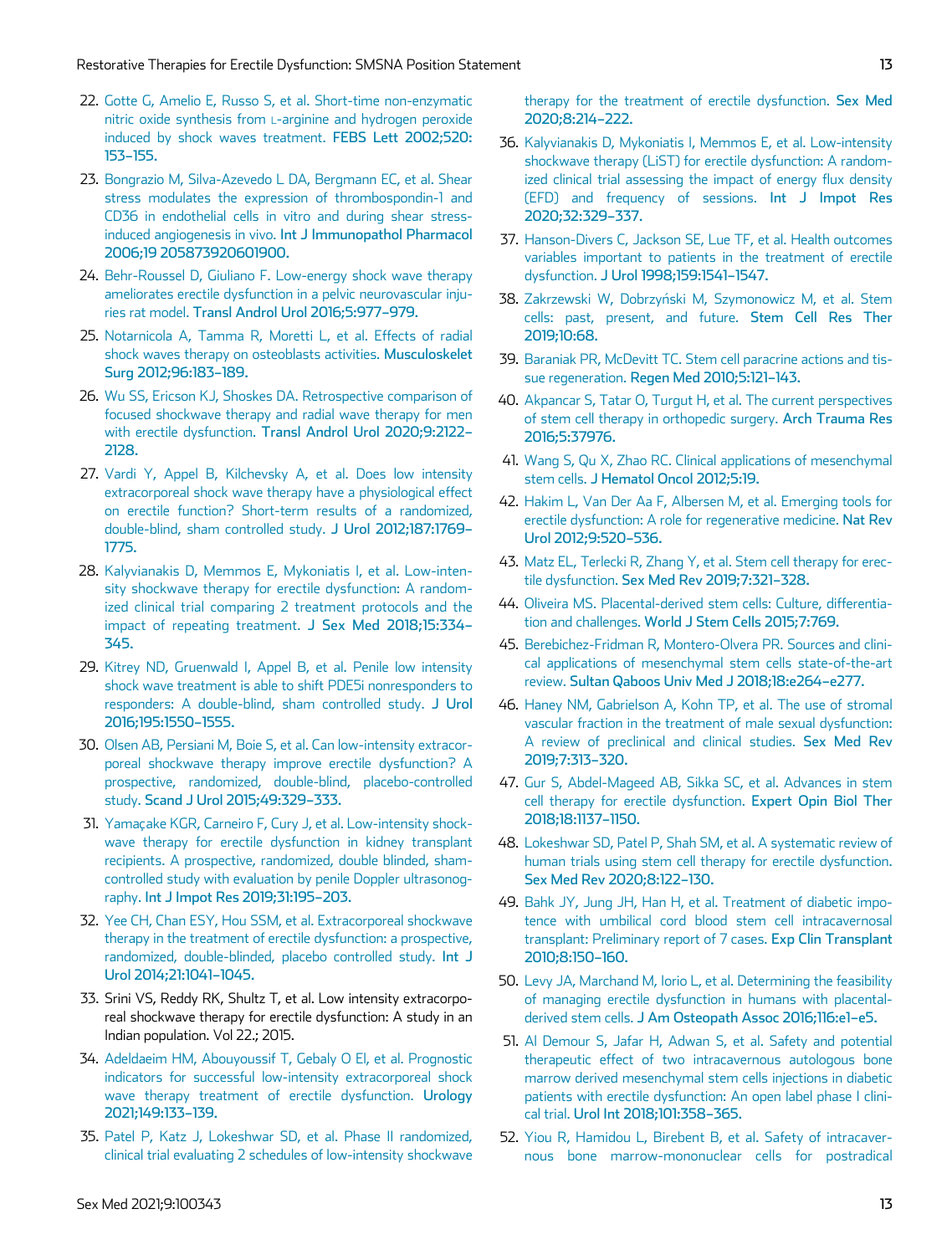22. Gotte G, Amelio E, Russo S, et al. Short-time non-enzymatic nitric oxide synthesis from L-arginine and hydrogen peroxide induced by shock waves treatment. **FEBS Lett 2002;520:153–155.**
23. Bongrazio M, Silva-Azevedo L DA, Bergmann EC, et al. Shear stress modulates the expression of thrombospondin-1 and CD36 in endothelial cells in vitro and during shear stress-induced angiogenesis in vivo. **Int J Immunopathol Pharmacol 2006;19 205873920601900.**
24. Behr-Roussel D, Giuliano F. Low-energy shock wave therapy ameliorates erectile dysfunction in a pelvic neurovascular injuries rat model. **Transl Androl Urol 2016;5:977–979.**
25. Notarnicola A, Tamma R, Moretti L, et al. Effects of radial shock waves therapy on osteoblasts activities. **Musculoskelet Surg 2012;96:183–189.**
26. Wu SS, Ericson KJ, Shoskes DA. Retrospective comparison of focused shockwave therapy and radial wave therapy for men with erectile dysfunction. **Transl Androl Urol 2020;9:2122–2128.**
27. Vardi Y, Appel B, Kilchevsky A, et al. Does low intensity extracorporeal shock wave therapy have a physiological effect on erectile function? Short-term results of a randomized, double-blind, sham controlled study. **J Urol 2012;187:1769–1775.**
28. Kalyvianakis D, Memmos E, Mykoniatis I, et al. Low-intensity shockwave therapy for erectile dysfunction: A randomized clinical trial comparing 2 treatment protocols and the impact of repeating treatment. **J Sex Med 2018;15:334–345.**
29. Kitrey ND, Gruenwald I, Appel B, et al. Penile low intensity shock wave treatment is able to shift PDE5i nonresponders to responders: A double-blind, sham controlled study. **J Urol 2016;195:1550–1555.**
30. Olsen AB, Persiani M, Boie S, et al. Can low-intensity extracorporeal shockwave therapy improve erectile dysfunction? A prospective, randomized, double-blind, placebo-controlled study. **Scand J Urol 2015;49:329–333.**
31. Yamaçake KGR, Carneiro F, Cury J, et al. Low-intensity shockwave therapy for erectile dysfunction in kidney transplant recipients. A prospective, randomized, double blinded, sham-controlled study with evaluation by penile Doppler ultrasonography. **Int J Impot Res 2019;31:195–203.**
32. Yee CH, Chan ESY, Hou SSM, et al. Extracorporeal shockwave therapy in the treatment of erectile dysfunction: a prospective, randomized, double-blinded, placebo controlled study. **Int J Urol 2014;21:1041–1045.**
33. Srini VS, Reddy RK, Shultz T, et al. Low intensity extracorporeal shockwave therapy for erectile dysfunction: A study in an Indian population. Vol 22.; 2015.
34. Adeldaeim HM, Abouyoussif T, Gebaly O El, et al. Prognostic indicators for successful low-intensity extracorporeal shock wave therapy treatment of erectile dysfunction. **Urology 2021;149:133–139.**
35. Patel P, Katz J, Lokeshwar SD, et al. Phase II randomized, clinical trial evaluating 2 schedules of low-intensity shockwave therapy for the treatment of erectile dysfunction. **Sex Med 2020;8:214–222.**
36. Kalyvianakis D, Mykoniatis I, Memmos E, et al. Low-intensity shockwave therapy (LiST) for erectile dysfunction: A randomized clinical trial assessing the impact of energy flux density (EFD) and frequency of sessions. **Int J Impot Res 2020;32:329–337.**
37. Hanson-Divers C, Jackson SE, Lue TF, et al. Health outcomes variables important to patients in the treatment of erectile dysfunction. **J Urol 1998;159:1541–1547.**
38. Zakrzewski W, Dobrzyński M, Szymonowicz M, et al. Stem cells: past, present, and future. **Stem Cell Res Ther 2019;10:68.**
39. Baraniak PR, McDevitt TC. Stem cell paracrine actions and tissue regeneration. **Regen Med 2010;5:121–143.**
40. Akpancar S, Tatar O, Turgut H, et al. The current perspectives of stem cell therapy in orthopedic surgery. **Arch Trauma Res 2016;5:37976.**
41. Wang S, Qu X, Zhao RC. Clinical applications of mesenchymal stem cells. **J Hematol Oncol 2012;5:19.**
42. Hakim L, Van Der Aa F, Albersen M, et al. Emerging tools for erectile dysfunction: A role for regenerative medicine. **Nat Rev Urol 2012;9:520–536.**
43. Matz EL, Terlecki R, Zhang Y, et al. Stem cell therapy for erectile dysfunction. **Sex Med Rev 2019;7:321–328.**
44. Oliveira MS. Placental-derived stem cells: Culture, differentiation and challenges. **World J Stem Cells 2015;7:769.**
45. Berebichez-Fridman R, Montero-Olvera PR. Sources and clinical applications of mesenchymal stem cells state-of-the-art review. **Sultan Qaboos Univ Med J 2018;18:e264–e277.**
46. Haney NM, Gabrielson A, Kohn TP, et al. The use of stromal vascular fraction in the treatment of male sexual dysfunction: A review of preclinical and clinical studies. **Sex Med Rev 2019;7:313–320.**
47. Gur S, Abdel-Mageed AB, Sikka SC, et al. Advances in stem cell therapy for erectile dysfunction. **Expert Opin Biol Ther 2018;18:1137–1150.**
48. Lokeshwar SD, Patel P, Shah SM, et al. A systematic review of human trials using stem cell therapy for erectile dysfunction. **Sex Med Rev 2020;8:122–130.**
49. Bahk JY, Jung JH, Han H, et al. Treatment of diabetic impotence with umbilical cord blood stem cell intracavernosal transplant: Preliminary report of 7 cases. **Exp Clin Transplant 2010;8:150–160.**
50. Levy JA, Marchand M, Iorio L, et al. Determining the feasibility of managing erectile dysfunction in humans with placental-derived stem cells. **J Am Osteopath Assoc 2016;116:e1–e5.**
51. Al Demour S, Jafar H, Adwan S, et al. Safety and potential therapeutic effect of two intracavernous autologous bone marrow derived mesenchymal stem cells injections in diabetic patients with erectile dysfunction: An open label phase I clinical trial. **Urol Int 2018;101:358–365.**
52. Yiou R, Hamidou L, Birebent B, et al. Safety of intracavernous bone marrow-mononuclear cells for postradical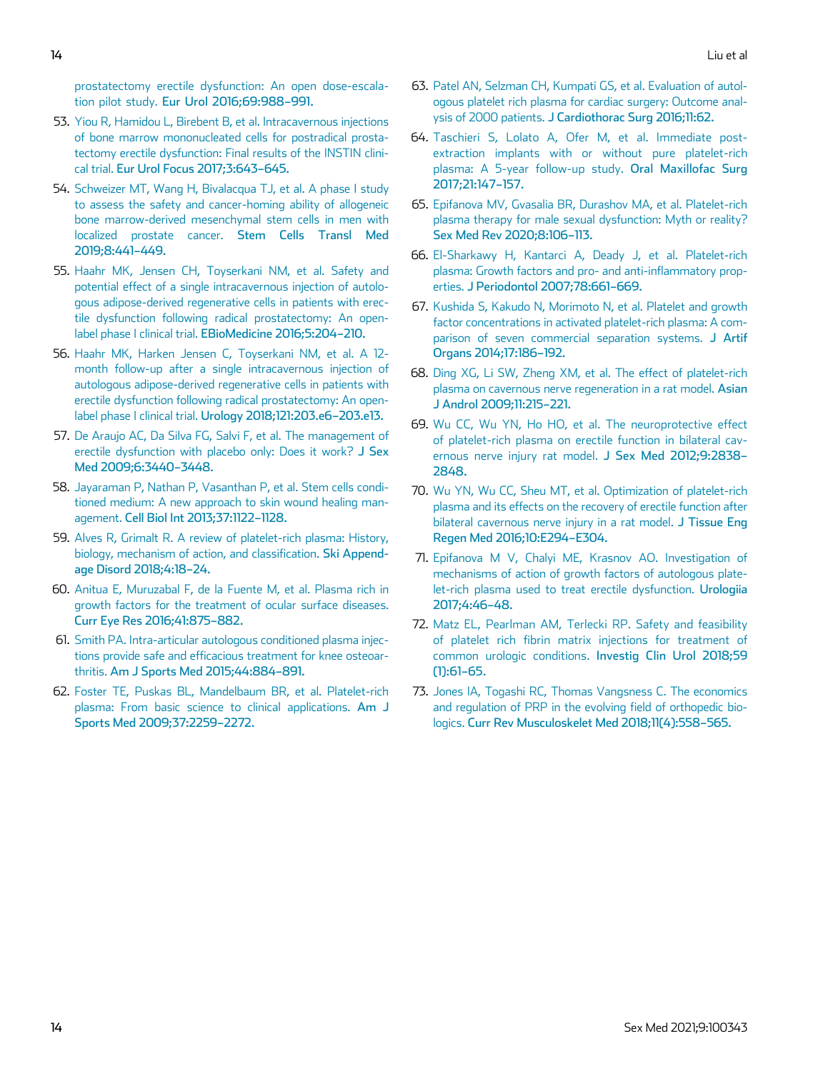prostatectomy erectile dysfunction: An open dose-escalation pilot study. **Eur Urol 2016;69:988–991.**

53. Yiou R, Hamidou L, Birebent B, et al. Intracavernous injections of bone marrow mononucleated cells for postradical prostatectomy erectile dysfunction: Final results of the INSTIN clinical trial. **Eur Urol Focus 2017;3:643–645.**
54. Schweizer MT, Wang H, Bivalacqua TJ, et al. A phase I study to assess the safety and cancer-homing ability of allogeneic bone marrow-derived mesenchymal stem cells in men with localized prostate cancer. **Stem Cells Transl Med 2019;8:441–449.**
55. Haahr MK, Jensen CH, Toyserkani NM, et al. Safety and potential effect of a single intracavernous injection of autologous adipose-derived regenerative cells in patients with erectile dysfunction following radical prostatectomy: An open-label phase I clinical trial. **EBioMedicine 2016;5:204–210.**
56. Haahr MK, Harken Jensen C, Toyserkani NM, et al. A 12-month follow-up after a single intracavernous injection of autologous adipose-derived regenerative cells in patients with erectile dysfunction following radical prostatectomy: An open-label phase I clinical trial. **Urology 2018;121:203.e6–203.e13.**
57. De Araujo AC, Da Silva FG, Salvi F, et al. The management of erectile dysfunction with placebo only: Does it work? **J Sex Med 2009;6:3440–3448.**
58. Jayaraman P, Nathan P, Vasanthan P, et al. Stem cells conditioned medium: A new approach to skin wound healing management. **Cell Biol Int 2013;37:1122–1128.**
59. Alves R, Grimalt R. A review of platelet-rich plasma: History, biology, mechanism of action, and classification. **Ski Appendage Disord 2018;4:18–24.**
60. Anitua E, Muruzabal F, de la Fuente M, et al. Plasma rich in growth factors for the treatment of ocular surface diseases. **Curr Eye Res 2016;41:875–882.**
61. Smith PA. Intra-articular autologous conditioned plasma injections provide safe and efficacious treatment for knee osteoarthritis. **Am J Sports Med 2015;44:884–891.**
62. Foster TE, Puskas BL, Mandelbaum BR, et al. Platelet-rich plasma: From basic science to clinical applications. **Am J Sports Med 2009;37:2259–2272.**
63. Patel AN, Selzman CH, Kumpati GS, et al. Evaluation of autologous platelet rich plasma for cardiac surgery: Outcome analysis of 2000 patients. **J Cardiothorac Surg 2016;11:62.**
64. Taschieri S, Lolato A, Ofer M, et al. Immediate post-extraction implants with or without pure platelet-rich plasma: A 5-year follow-up study. **Oral Maxillofac Surg 2017;21:147–157.**
65. Epifanova MV, Gvasalia BR, Durashov MA, et al. Platelet-rich plasma therapy for male sexual dysfunction: Myth or reality? **Sex Med Rev 2020;8:106–113.**
66. El-Sharkawy H, Kantarci A, Deady J, et al. Platelet-rich plasma: Growth factors and pro- and anti-inflammatory properties. **J Periodontol 2007;78:661–669.**
67. Kushida S, Kakudo N, Morimoto N, et al. Platelet and growth factor concentrations in activated platelet-rich plasma: A comparison of seven commercial separation systems. **J Artif Organs 2014;17:186–192.**
68. Ding XG, Li SW, Zheng XM, et al. The effect of platelet-rich plasma on cavernous nerve regeneration in a rat model. **Asian J Androl 2009;11:215–221.**
69. Wu CC, Wu YN, Ho HO, et al. The neuroprotective effect of platelet-rich plasma on erectile function in bilateral cavernous nerve injury rat model. **J Sex Med 2012;9:2838–2848.**
70. Wu YN, Wu CC, Sheu MT, et al. Optimization of platelet-rich plasma and its effects on the recovery of erectile function after bilateral cavernous nerve injury in a rat model. **J Tissue Eng Regen Med 2016;10:E294–E304.**
71. Epifanova M V, Chalyi ME, Krasnov AO. Investigation of mechanisms of action of growth factors of autologous platelet-rich plasma used to treat erectile dysfunction. **Urologiia 2017;4:46–48.**
72. Matz EL, Pearlman AM, Terlecki RP. Safety and feasibility of platelet rich fibrin matrix injections for treatment of common urologic conditions. **Investig Clin Urol 2018;59(1):61–65.**
73. Jones IA, Togashi RC, Thomas Vangsness C. The economics and regulation of PRP in the evolving field of orthopedic biologics. **Curr Rev Musculoskelet Med 2018;11(4):558–565.**